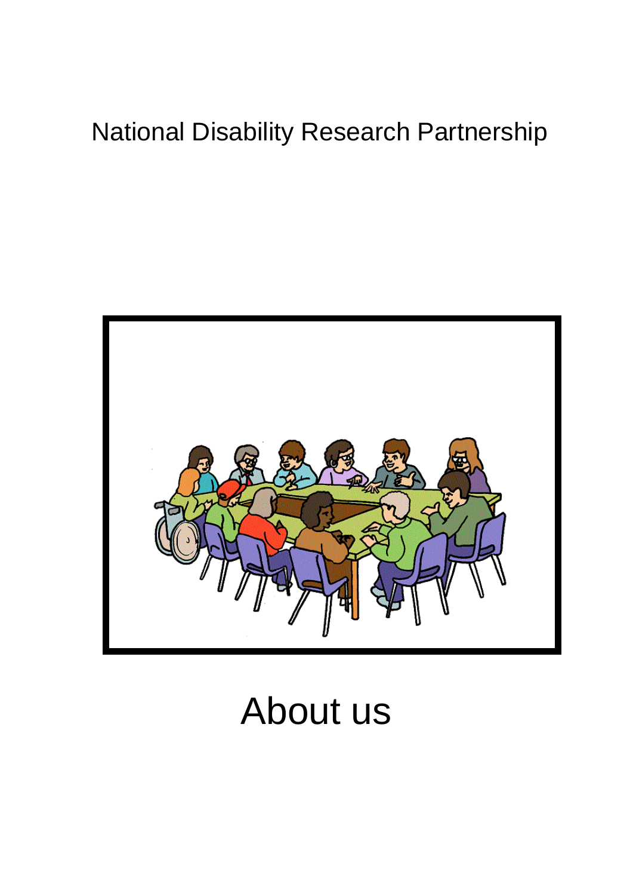National Disability Research Partnership

# About us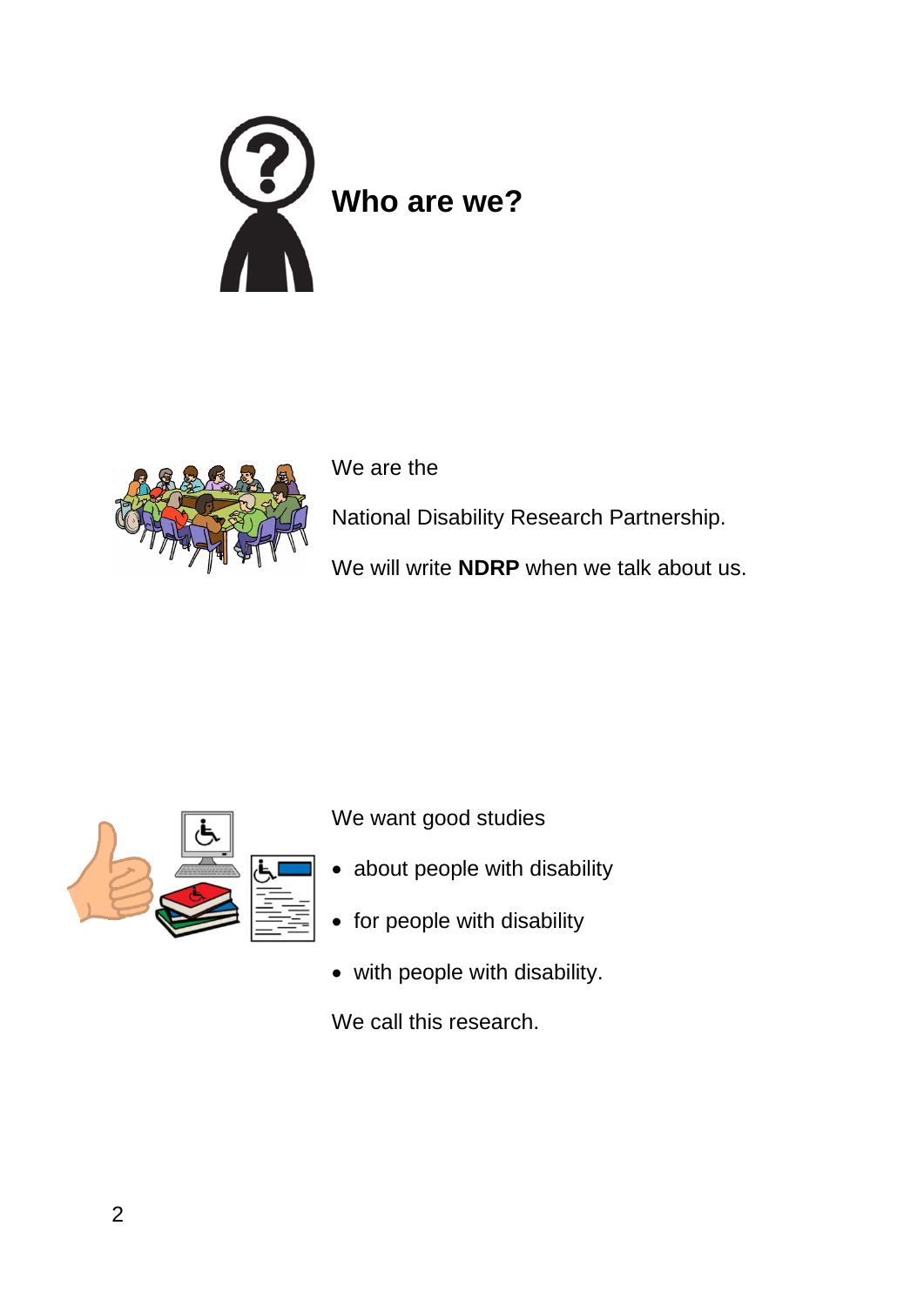# Who are we?

We are the

National Disability Research Partnership.

We will write **NDRP** when we talk about us.

We want good studies

- about people with disability
- for people with disability
- with people with disability.

We call this research.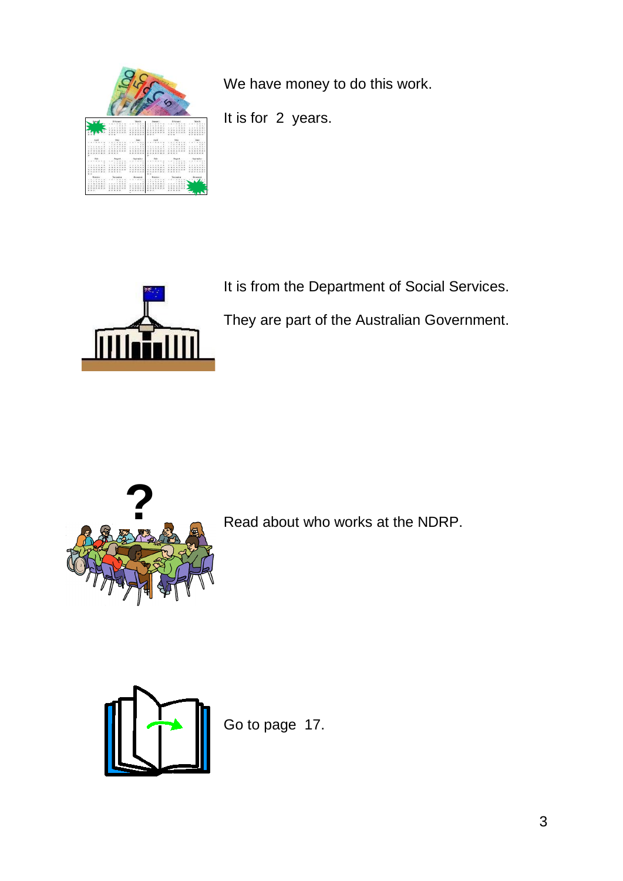We have money to do this work.

It is for 2 years.

It is from the Department of Social Services.

They are part of the Australian Government.

Read about who works at the NDRP.

Go to page 17.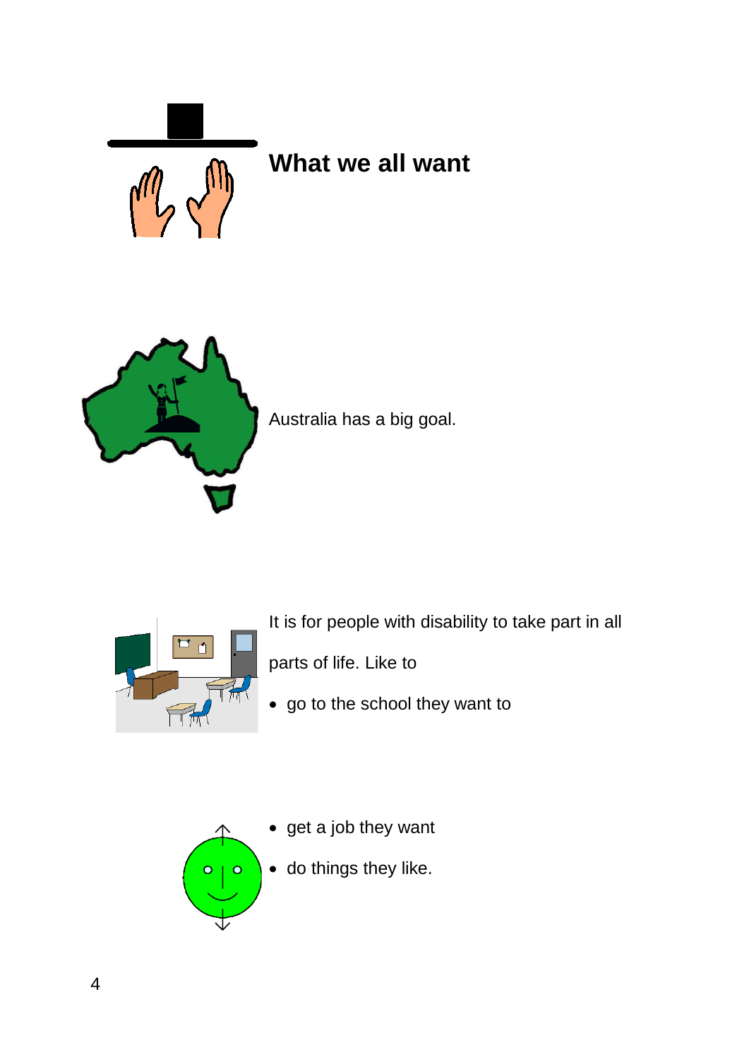## What we all want

Australia has a big goal.

It is for people with disability to take part in all parts of life. Like to

- go to the school they want to
- get a job they want
- do things they like.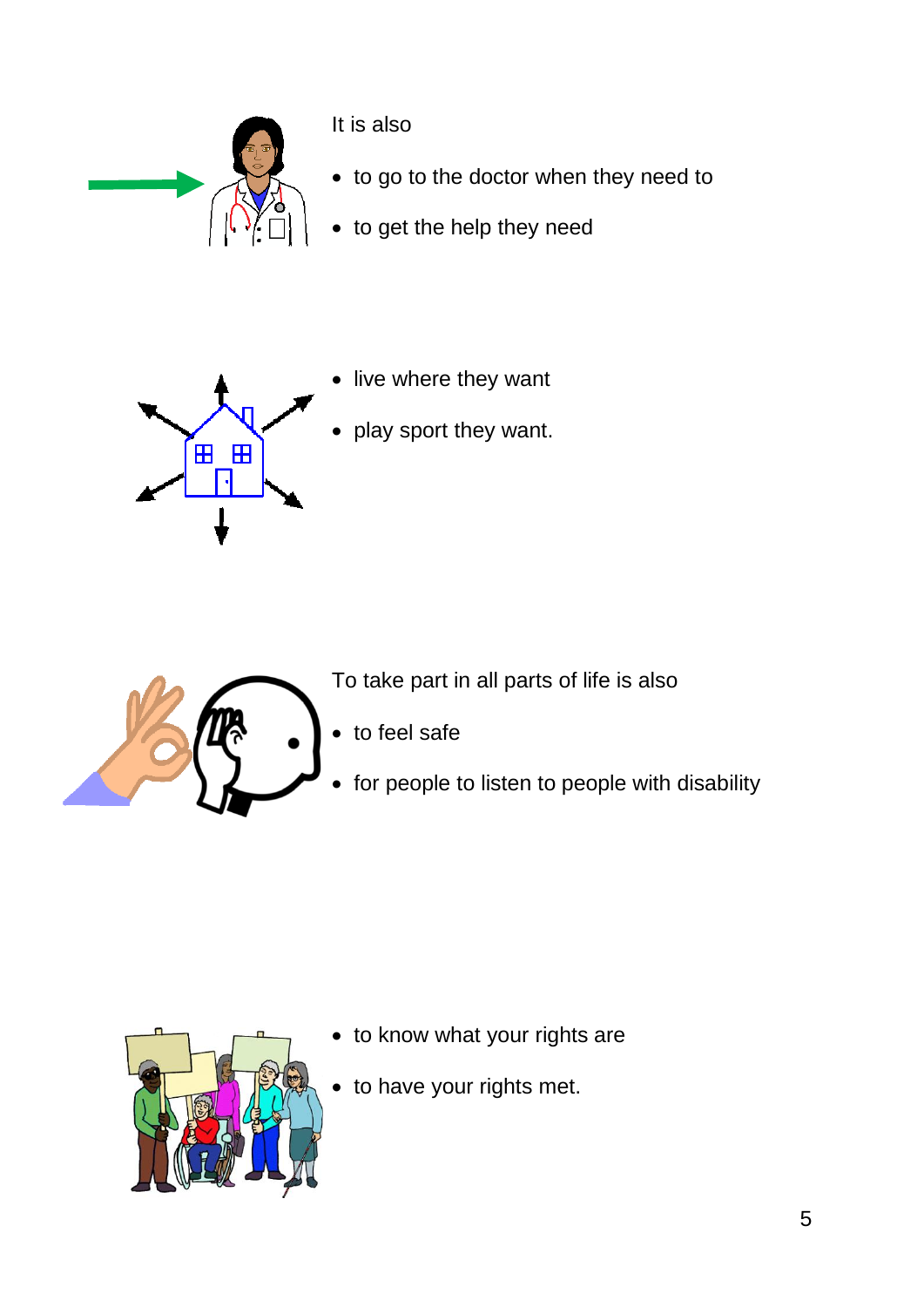It is also

- to go to the doctor when they need to
- to get the help they need

- live where they want
- play sport they want.

To take part in all parts of life is also

- to feel safe
- for people to listen to people with disability

- to know what your rights are
- to have your rights met.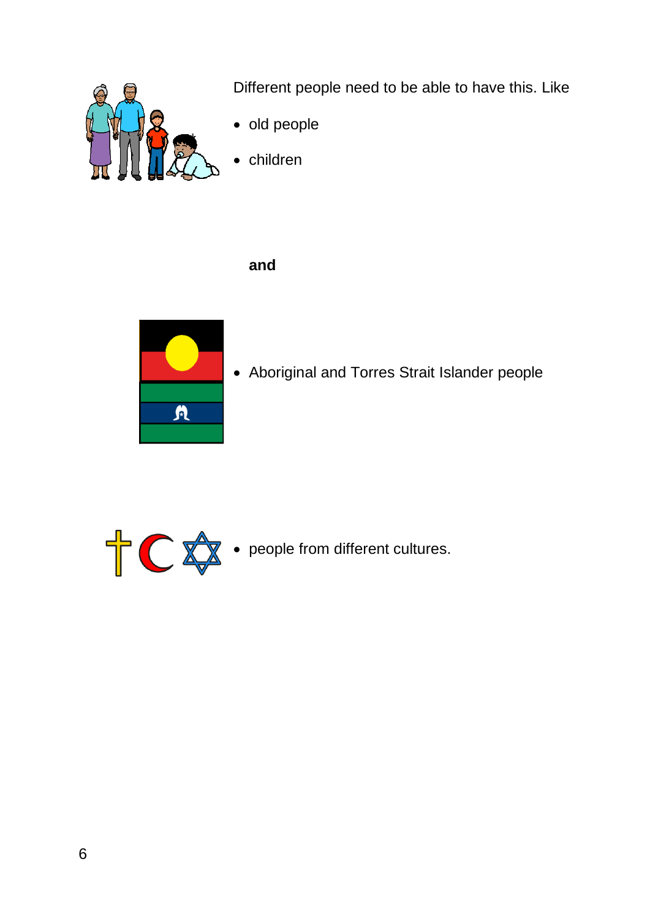Different people need to be able to have this. Like

- old people
- children

**and**

- Aboriginal and Torres Strait Islander people

- people from different cultures.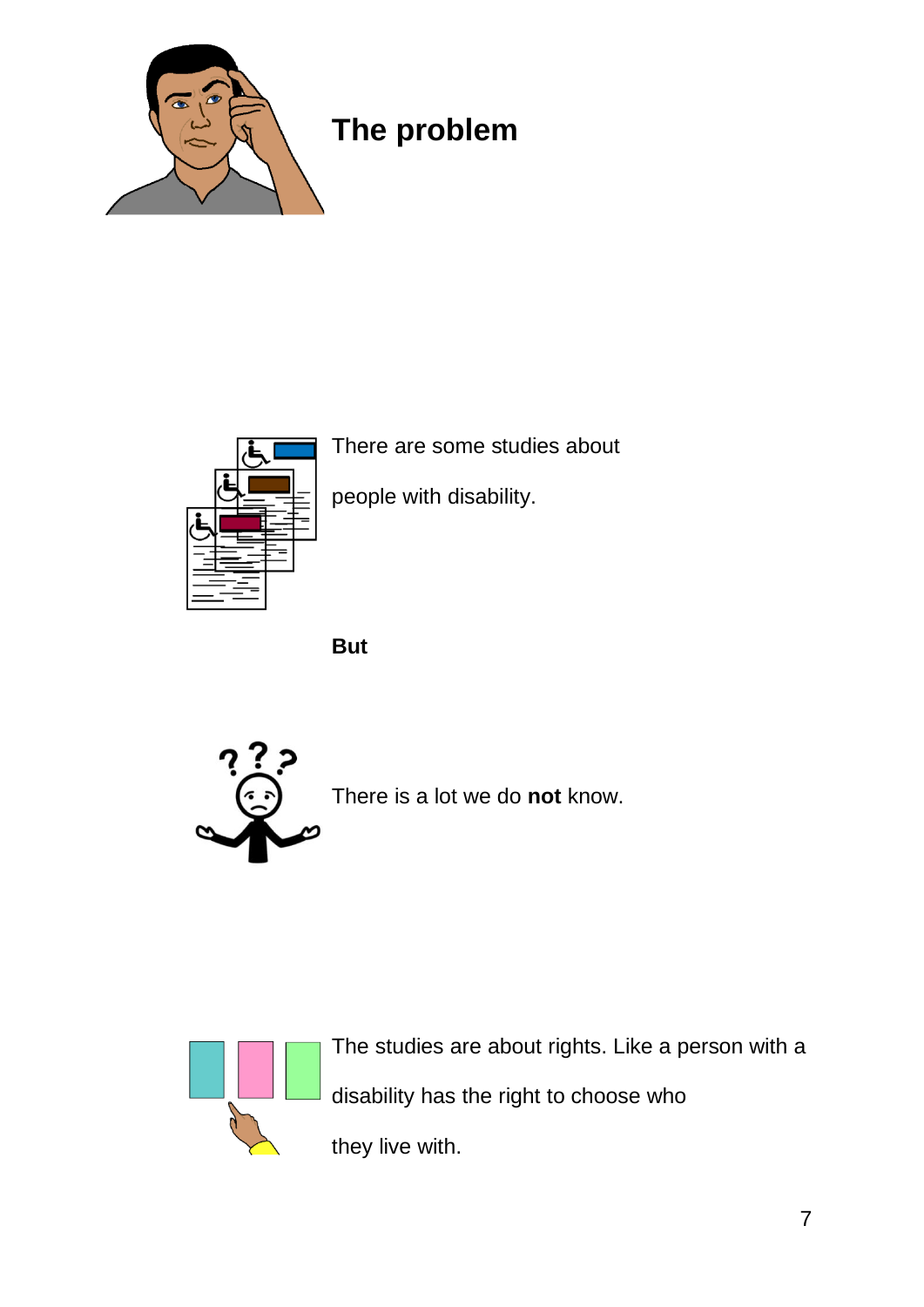# The problem

There are some studies about people with disability.

**But**

There is a lot we do **not** know.

The studies are about rights. Like a person with a disability has the right to choose who they live with.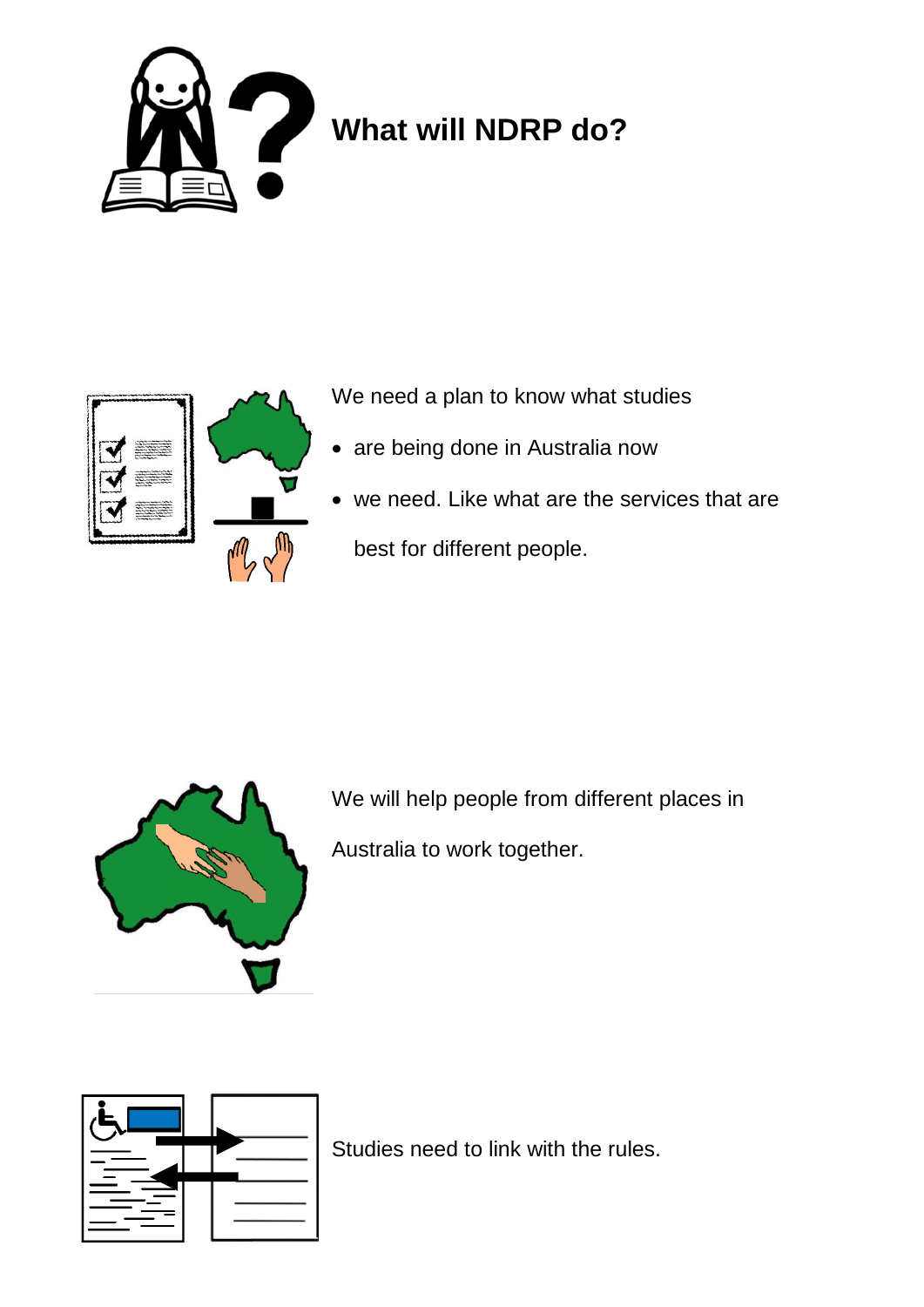# What will NDRP do?

We need a plan to know what studies

- are being done in Australia now
- we need. Like what are the services that are best for different people.

We will help people from different places in Australia to work together.

Studies need to link with the rules.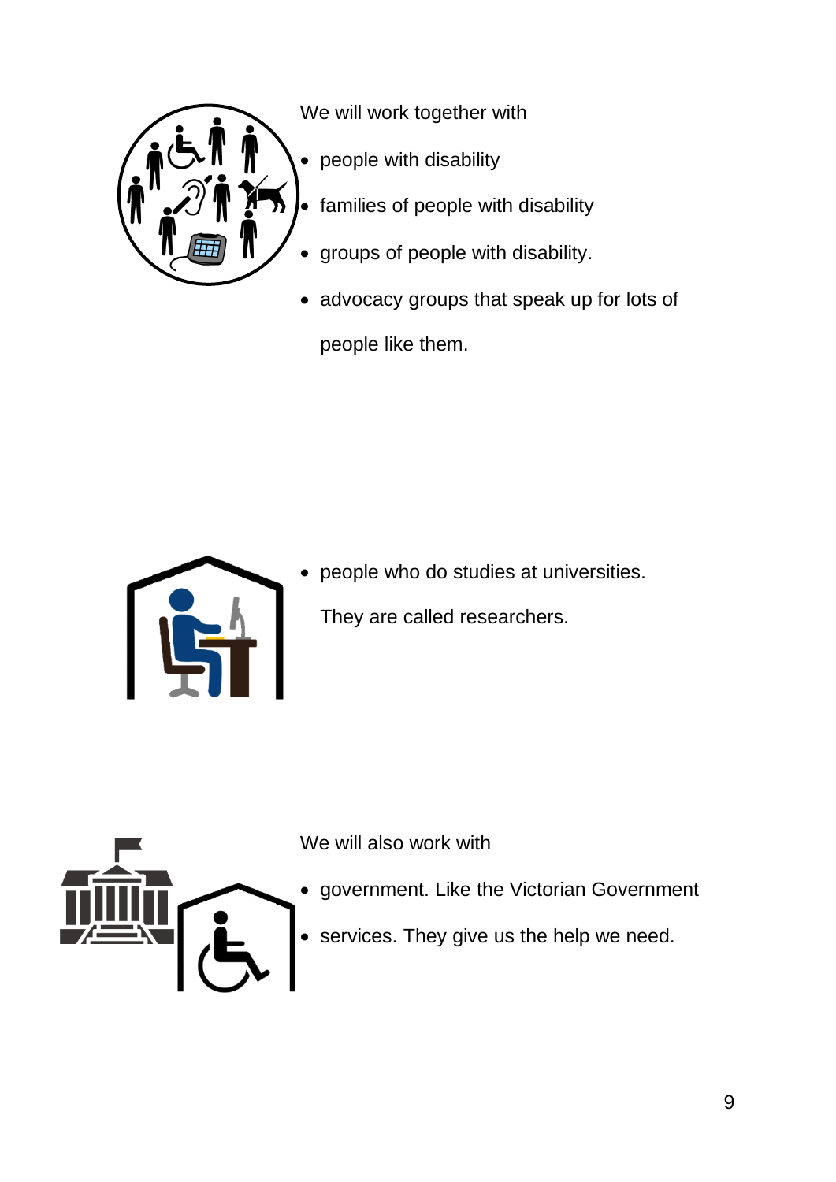We will work together with

- people with disability
- families of people with disability
- groups of people with disability.
- advocacy groups that speak up for lots of people like them.

- people who do studies at universities.

  They are called researchers.

We will also work with

- government. Like the Victorian Government
- services. They give us the help we need.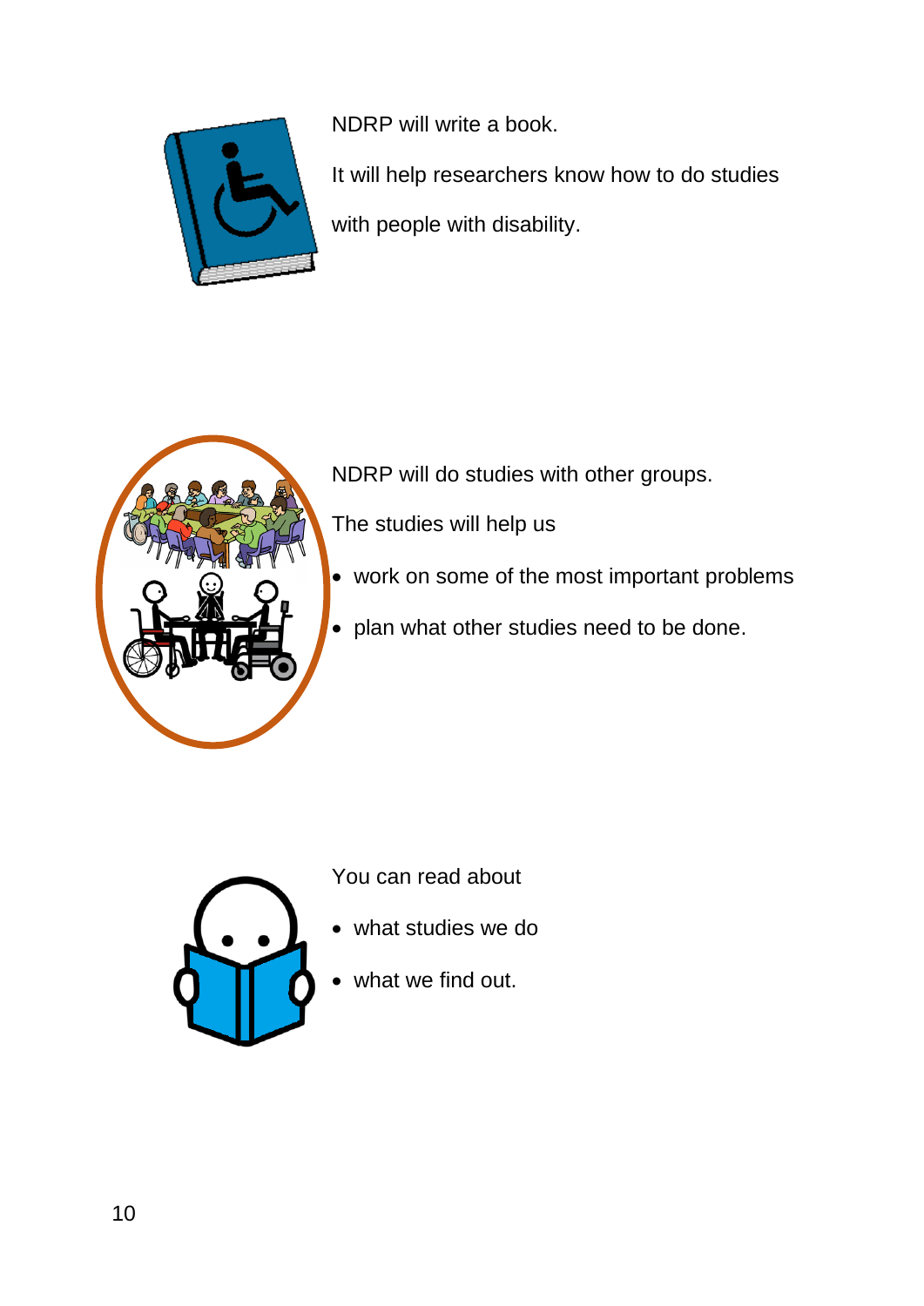NDRP will write a book.

It will help researchers know how to do studies with people with disability.

NDRP will do studies with other groups.

The studies will help us

- work on some of the most important problems
- plan what other studies need to be done.

You can read about

- what studies we do
- what we find out.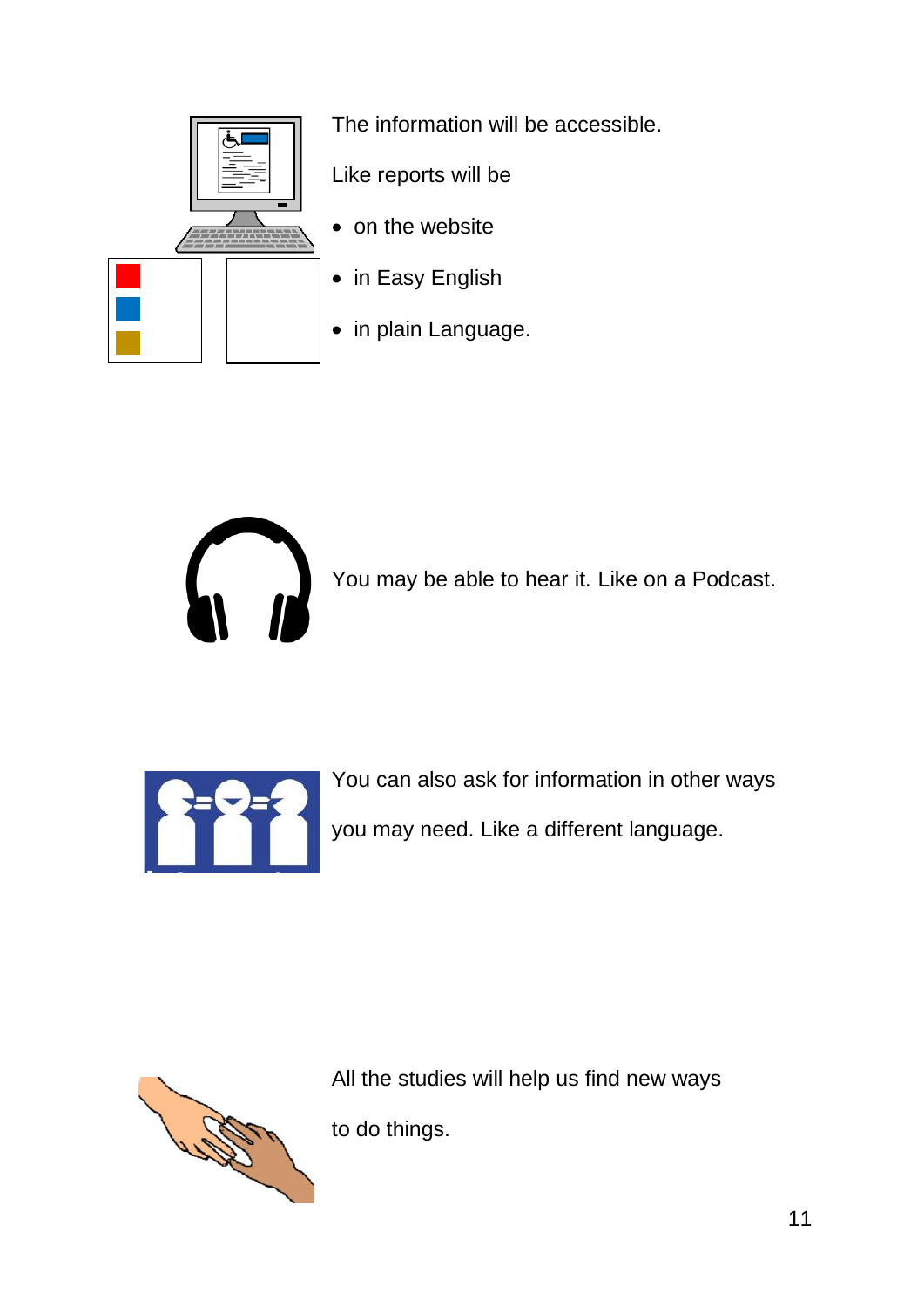The information will be accessible.

Like reports will be

- on the website
- in Easy English
- in plain Language.

You may be able to hear it. Like on a Podcast.

You can also ask for information in other ways you may need. Like a different language.

All the studies will help us find new ways to do things.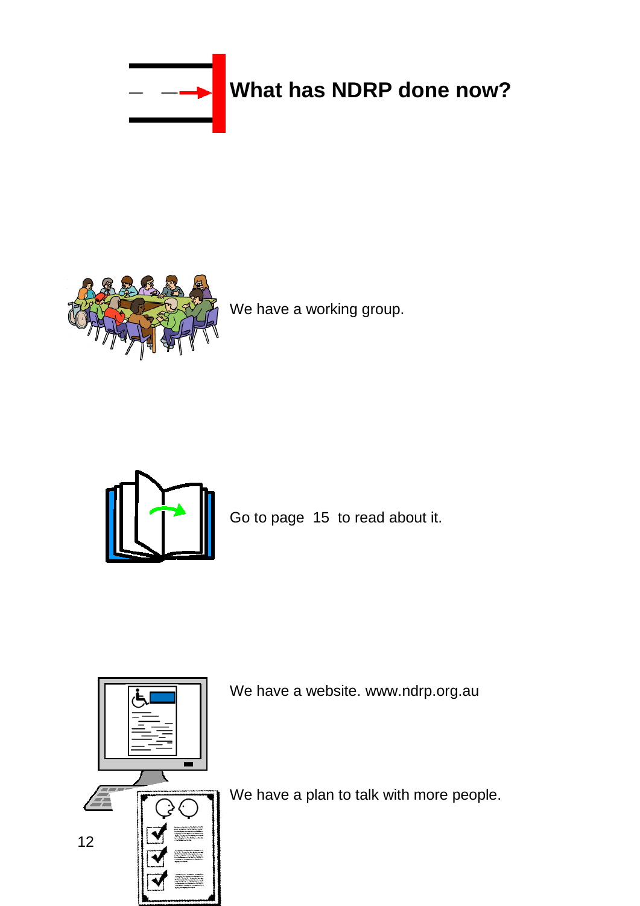# What has NDRP done now?

We have a working group.

Go to page 15 to read about it.

We have a website. www.ndrp.org.au

We have a plan to talk with more people.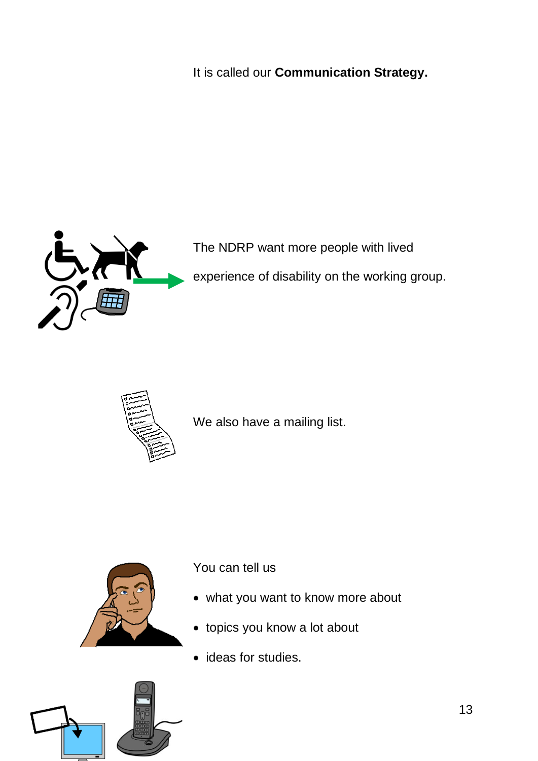It is called our **Communication Strategy.**

The NDRP want more people with lived experience of disability on the working group.

We also have a mailing list.

You can tell us

- what you want to know more about
- topics you know a lot about
- ideas for studies.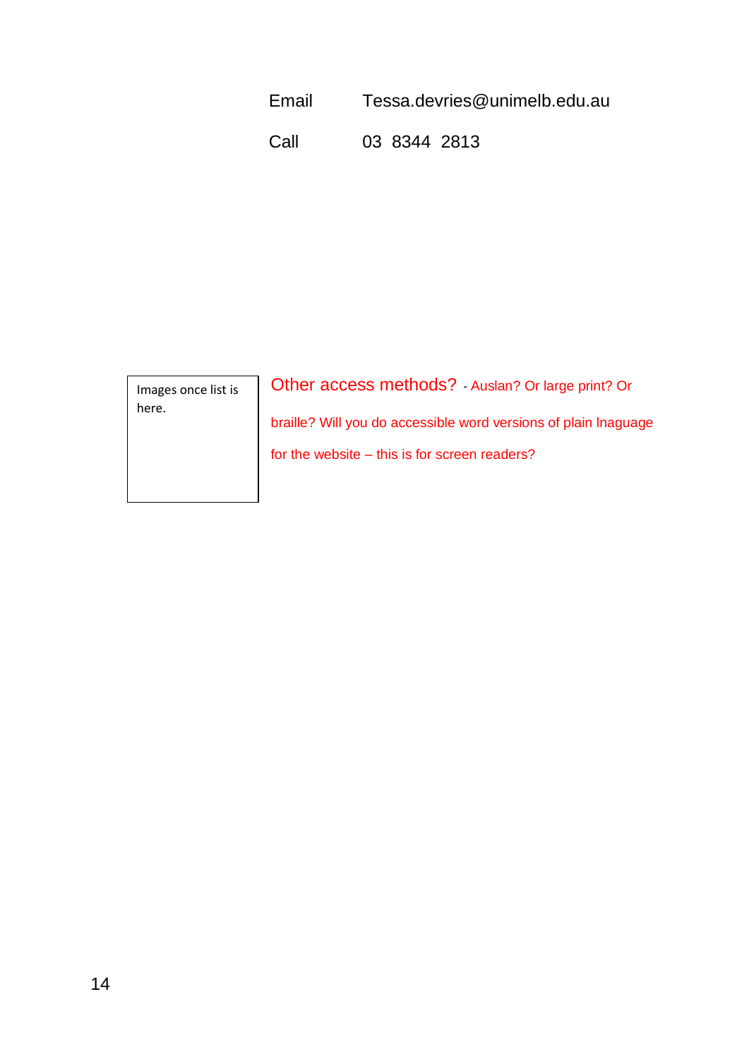| | |
|---|---|
| Email | Tessa.devries@unimelb.edu.au |
| Call | 03 8344 2813 |

Images once list is here.

Other access methods? - Auslan? Or large print? Or braille? Will you do accessible word versions of plain lnaguage for the website – this is for screen readers?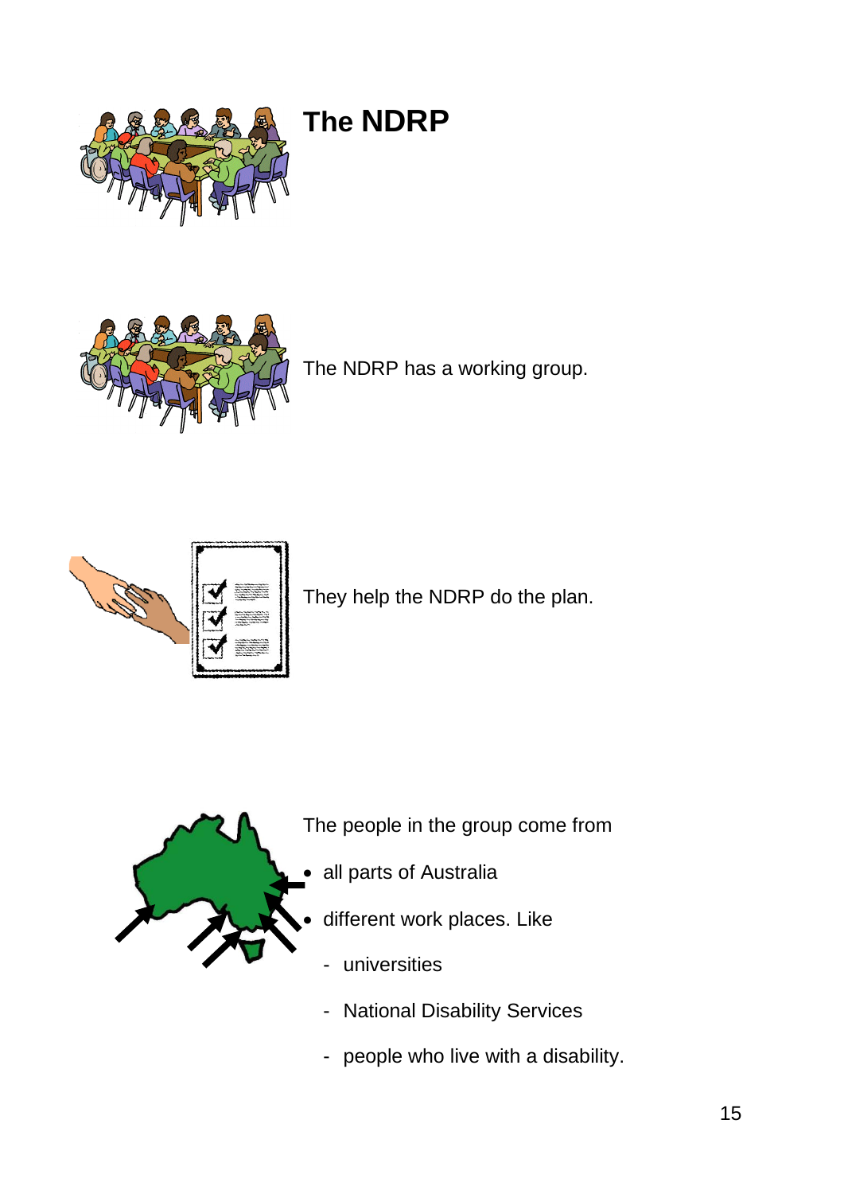# The NDRP

The NDRP has a working group.

They help the NDRP do the plan.

The people in the group come from

- all parts of Australia
- different work places. Like
  - universities
  - National Disability Services
  - people who live with a disability.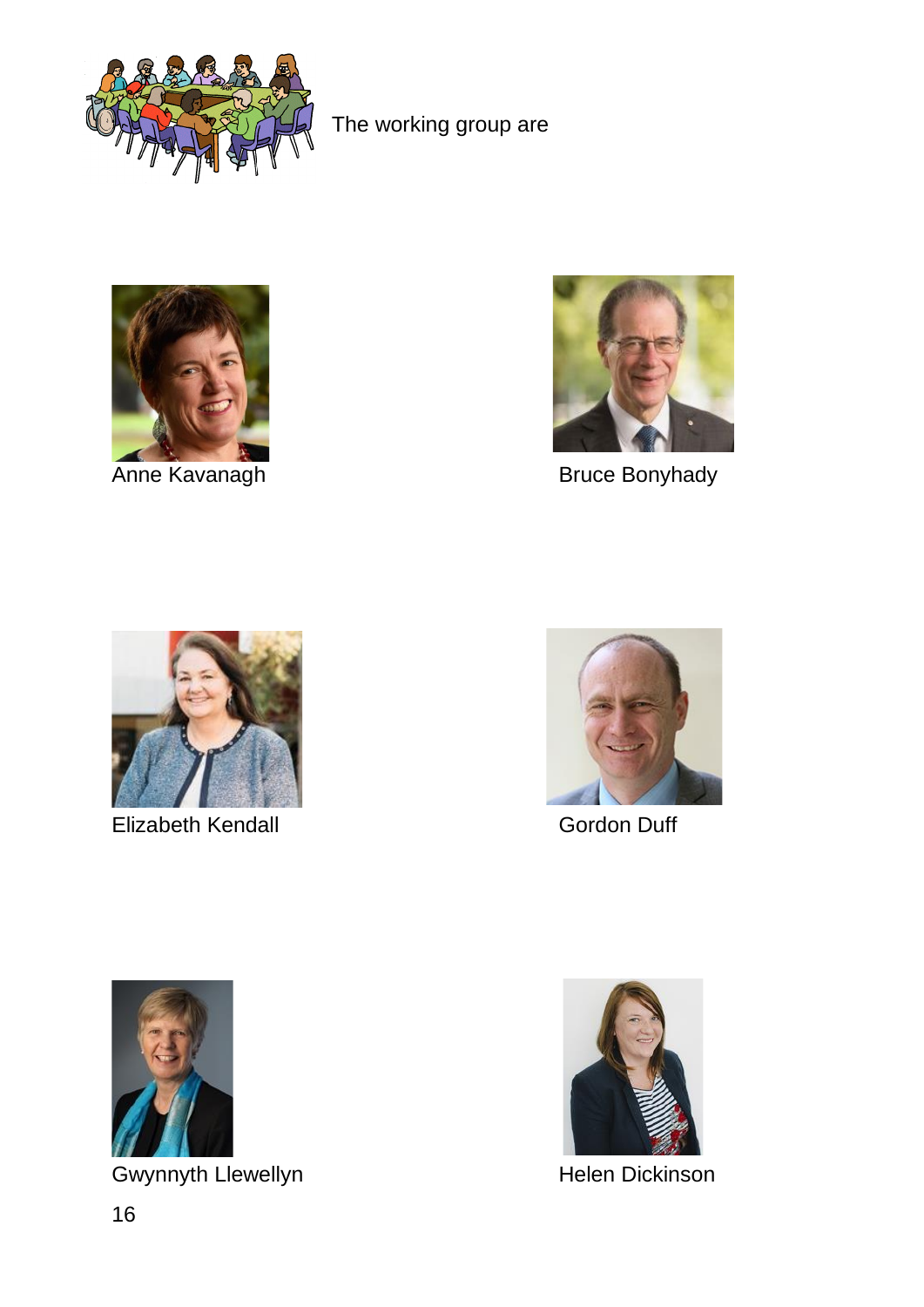The working group are

Anne Kavanagh

Bruce Bonyhady

Elizabeth Kendall

Gordon Duff

Gwynnyth Llewellyn

Helen Dickinson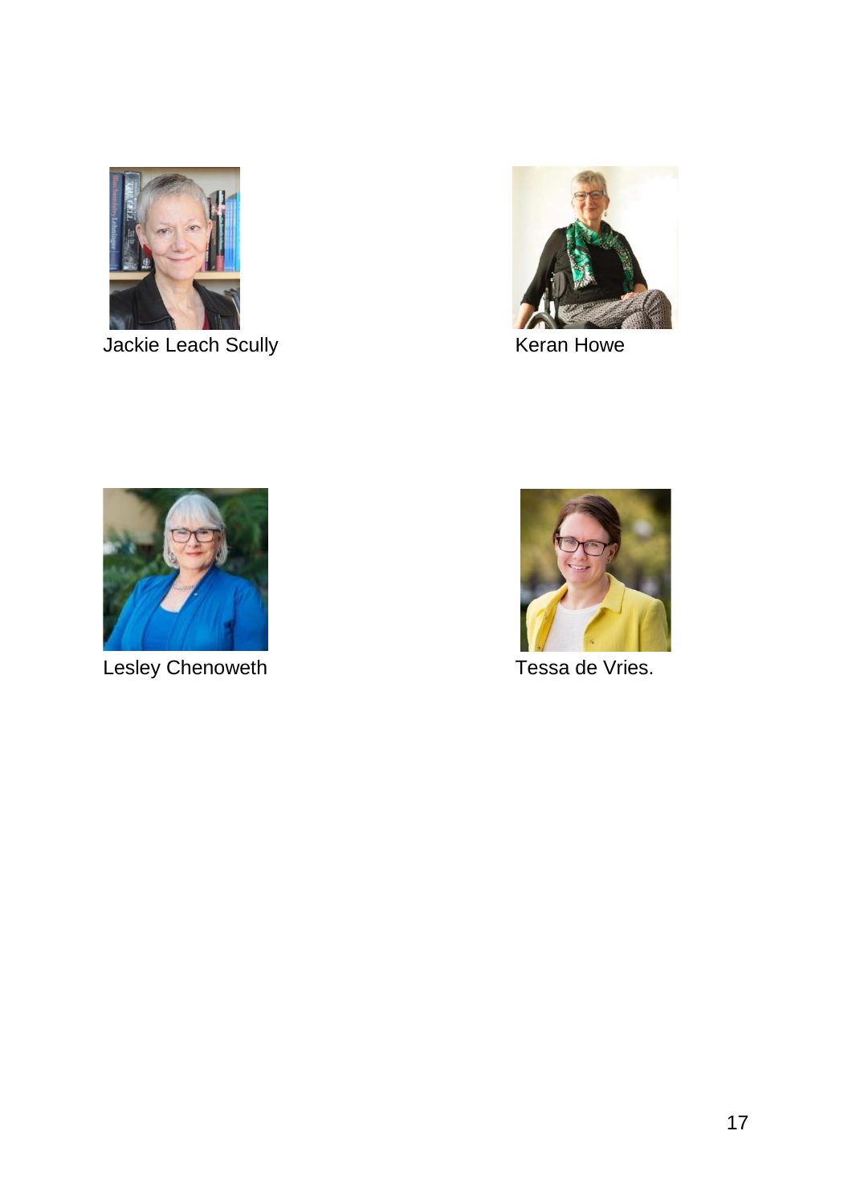Jackie Leach Scully

Keran Howe

Lesley Chenoweth

Tessa de Vries.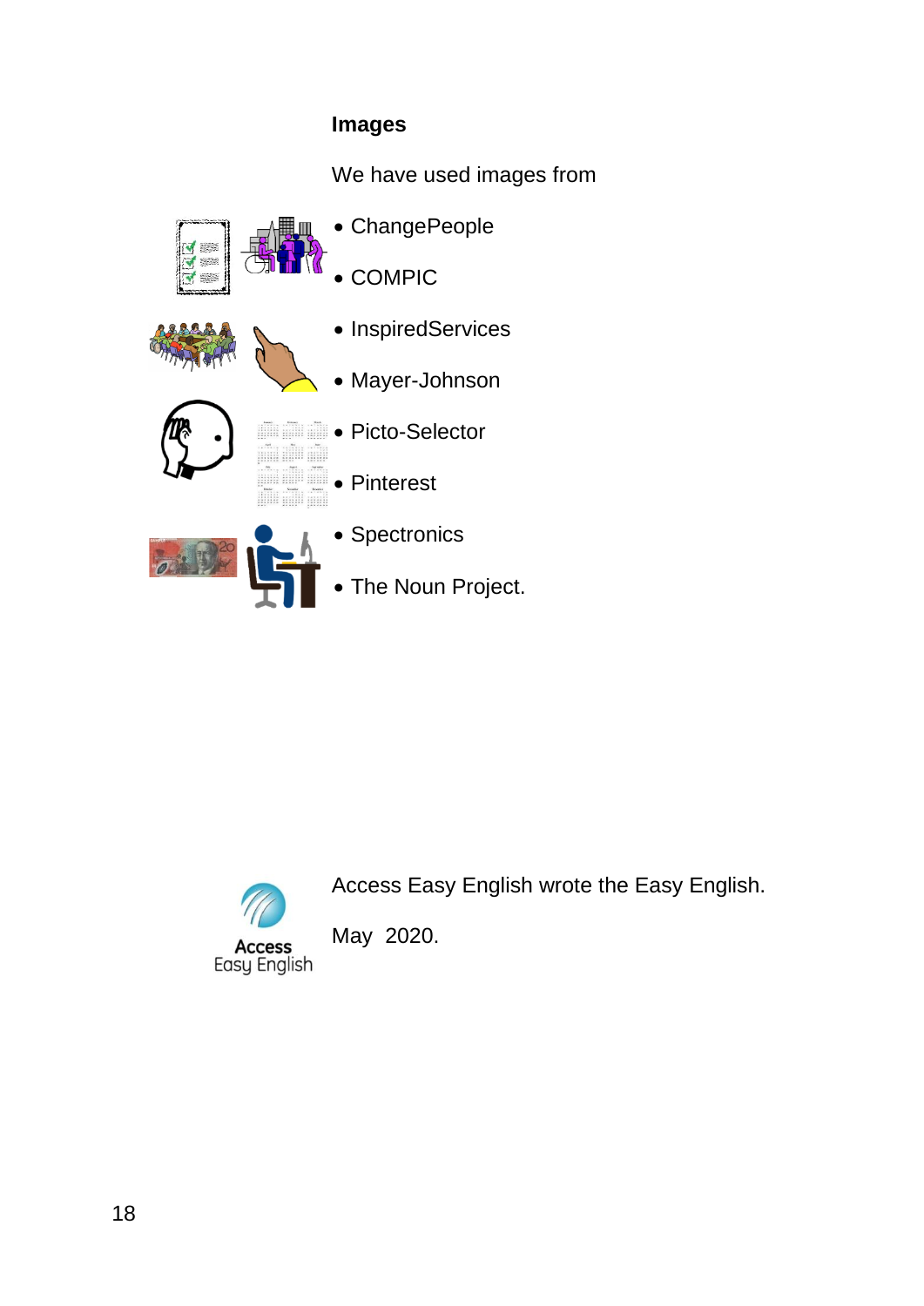## Images

We have used images from

- ChangePeople
- COMPIC
- InspiredServices
- Mayer-Johnson
- Picto-Selector
- Pinterest
- Spectronics
- The Noun Project.

Access Easy English wrote the Easy English.

May 2020.